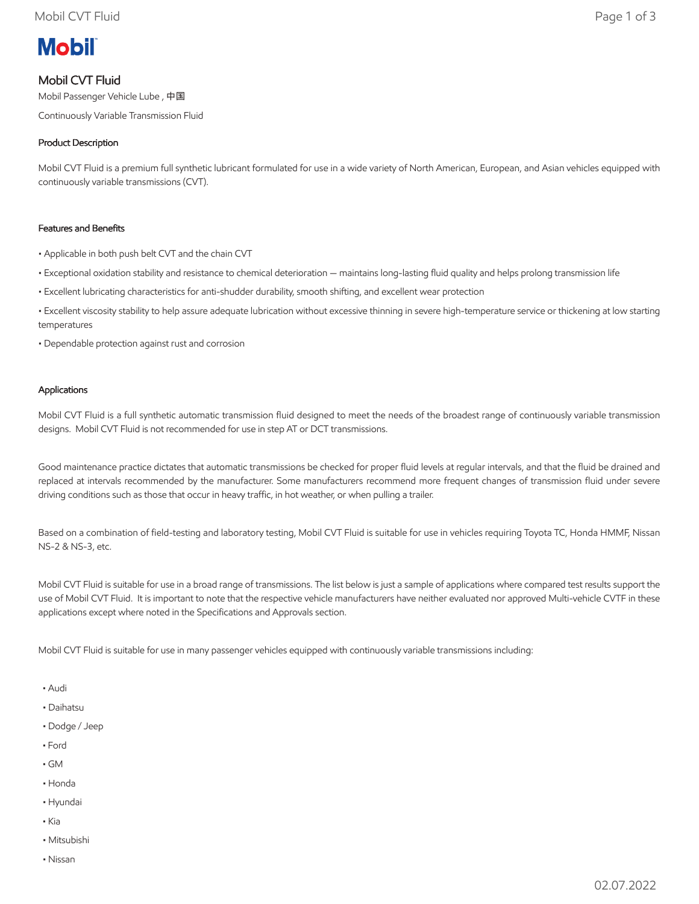# Mobil

## Mobil CVT Fluid

Mobil Passenger Vehicle Lube , 中国

Continuously Variable Transmission Fluid

### Product Description

Mobil CVT Fluid is a premium full synthetic lubricant formulated for use in a wide variety of North American, European, and Asian vehicles equipped with continuously variable transmissions (CVT).

### Features and Benefits

- Applicable in both push belt CVT and the chain CVT
- Exceptional oxidation stability and resistance to chemical deterioration — maintains long-lasting fluid quality and helps prolong transmission life
- Excellent lubricating characteristics for anti-shudder durability, smooth shifting, and excellent wear protection
- Excellent viscosity stability to help assure adequate lubrication without excessive thinning in severe high-temperature service or thickening at low starting temperatures
- Dependable protection against rust and corrosion

### Applications

Mobil CVT Fluid is a full synthetic automatic transmission fluid designed to meet the needs of the broadest range of continuously variable transmission designs. Mobil CVT Fluid is not recommended for use in step AT or DCT transmissions.

Good maintenance practice dictates that automatic transmissions be checked for proper fluid levels at regular intervals, and that the fluid be drained and replaced at intervals recommended by the manufacturer. Some manufacturers recommend more frequent changes of transmission fluid under severe driving conditions such as those that occur in heavy traffic, in hot weather, or when pulling a trailer.

Based on a combination of field-testing and laboratory testing, Mobil CVT Fluid is suitable for use in vehicles requiring Toyota TC, Honda HMMF, Nissan NS-2 & NS-3, etc.

Mobil CVT Fluid is suitable for use in a broad range of transmissions. The list below is just a sample of applications where compared test results support the use of Mobil CVT Fluid. It is important to note that the respective vehicle manufacturers have neither evaluated nor approved Multi-vehicle CVTF in these applications except where noted in the Specifications and Approvals section.

Mobil CVT Fluid is suitable for use in many passenger vehicles equipped with continuously variable transmissions including:

- Audi
- Daihatsu
- Dodge / Jeep
- Ford
- GM
- Honda
- Hyundai
- Kia
- Mitsubishi
- Nissan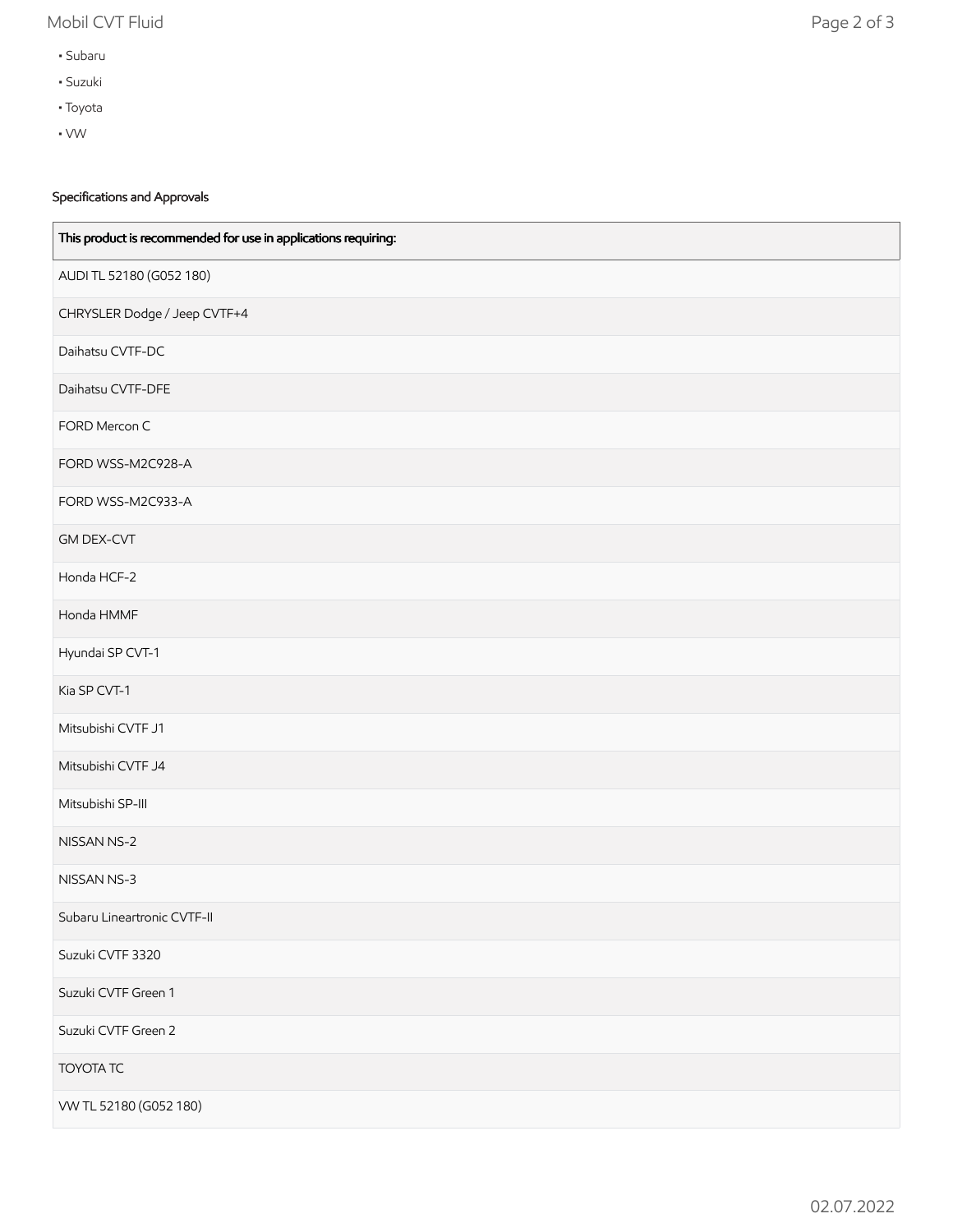- Subaru
- Suzuki
- Toyota
- VW

### Specifications and Approvals

| This product is recommended for use in applications requiring: |
| --- |
| AUDI TL 52180 (G052 180) |
| CHRYSLER Dodge / Jeep CVTF+4 |
| Daihatsu CVTF-DC |
| Daihatsu CVTF-DFE |
| FORD Mercon C |
| FORD WSS-M2C928-A |
| FORD WSS-M2C933-A |
| GM DEX-CVT |
| Honda HCF-2 |
| Honda HMMF |
| Hyundai SP CVT-1 |
| Kia SP CVT-1 |
| Mitsubishi CVTF J1 |
| Mitsubishi CVTF J4 |
| Mitsubishi SP-III |
| NISSAN NS-2 |
| NISSAN NS-3 |
| Subaru Lineartronic CVTF-II |
| Suzuki CVTF 3320 |
| Suzuki CVTF Green 1 |
| Suzuki CVTF Green 2 |
| TOYOTA TC |
| VW TL 52180 (G052 180) |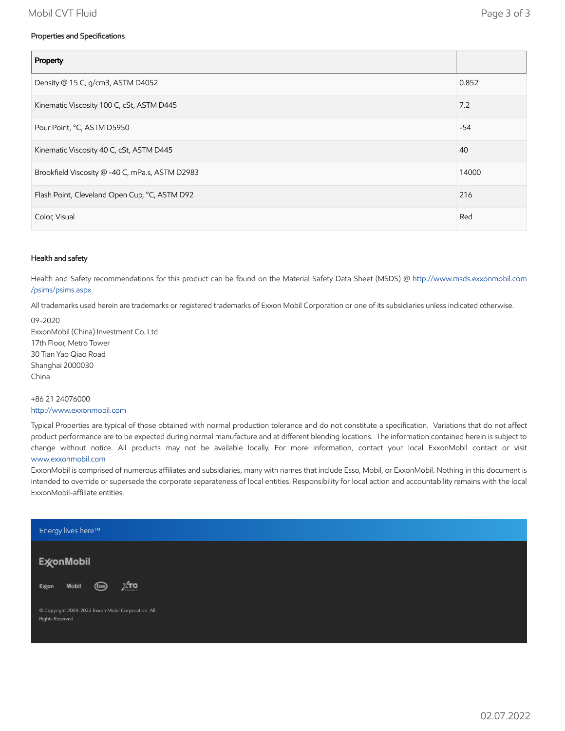### Properties and Specifications

| Property | |
|---|---|
| Density @ 15 C, g/cm3, ASTM D4052 | 0.852 |
| Kinematic Viscosity 100 C, cSt, ASTM D445 | 7.2 |
| Pour Point, °C, ASTM D5950 | -54 |
| Kinematic Viscosity 40 C, cSt, ASTM D445 | 40 |
| Brookfield Viscosity @ -40 C, mPa.s, ASTM D2983 | 14000 |
| Flash Point, Cleveland Open Cup, °C, ASTM D92 | 216 |
| Color, Visual | Red |

### Health and safety

Health and Safety recommendations for this product can be found on the Material Safety Data Sheet (MSDS) @ http://www.msds.exxonmobil.com/psims/psims.aspx

All trademarks used herein are trademarks or registered trademarks of Exxon Mobil Corporation or one of its subsidiaries unless indicated otherwise.

09-2020
ExxonMobil (China) Investment Co. Ltd
17th Floor, Metro Tower
30 Tian Yao Qiao Road
Shanghai 2000030
China

+86 21 24076000
http://www.exxonmobil.com

Typical Properties are typical of those obtained with normal production tolerance and do not constitute a specification. Variations that do not affect product performance are to be expected during normal manufacture and at different blending locations. The information contained herein is subject to change without notice. All products may not be available locally. For more information, contact your local ExxonMobil contact or visit www.exxonmobil.com
ExxonMobil is comprised of numerous affiliates and subsidiaries, many with names that include Esso, Mobil, or ExxonMobil. Nothing in this document is intended to override or supersede the corporate separateness of local entities. Responsibility for local action and accountability remains with the local ExxonMobil-affiliate entities.

Energy lives here™

ExxonMobil

Exxon Mobil Esso XTO

© Copyright 2003-2022 Exxon Mobil Corporation. All Rights Reserved